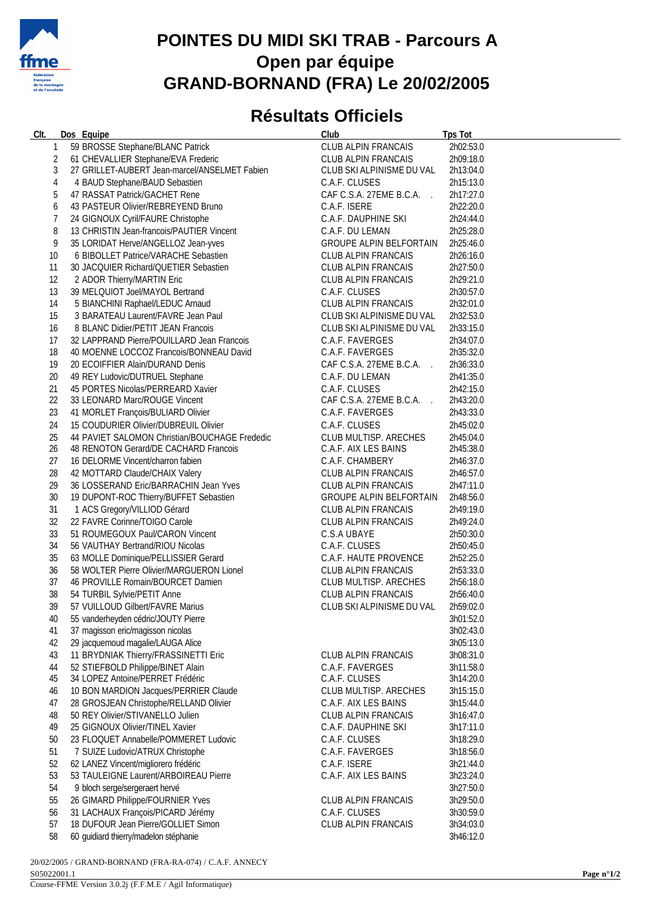# POINTES DU MIDI SKI TRAB - Parcours A

## Open par équipe

## GRAND-BORNAND (FRA) Le 20/02/2005

## Résultats Officiels

| Clt. | Dos | Equipe | Club | Tps Tot |
|---|---|---|---|---|
| 1 | 59 | BROSSE Stephane/BLANC Patrick | CLUB ALPIN FRANCAIS | 2h02:53.0 |
| 2 | 61 | CHEVALLIER Stephane/EVA Frederic | CLUB ALPIN FRANCAIS | 2h09:18.0 |
| 3 | 27 | GRILLET-AUBERT Jean-marcel/ANSELMET Fabien | CLUB SKI ALPINISME DU VAL | 2h13:04.0 |
| 4 | 4 | BAUD Stephane/BAUD Sebastien | C.A.F. CLUSES | 2h15:13.0 |
| 5 | 47 | RASSAT Patrick/GACHET Rene | CAF C.S.A. 27EME B.C.A. . | 2h17:27.0 |
| 6 | 43 | PASTEUR Olivier/REBREYEND Bruno | C.A.F. ISERE | 2h22:20.0 |
| 7 | 24 | GIGNOUX Cyril/FAURE Christophe | C.A.F. DAUPHINE SKI | 2h24:44.0 |
| 8 | 13 | CHRISTIN Jean-francois/PAUTIER Vincent | C.A.F. DU LEMAN | 2h25:28.0 |
| 9 | 35 | LORIDAT Herve/ANGELLOZ Jean-yves | GROUPE ALPIN BELFORTAIN | 2h25:46.0 |
| 10 | 6 | BIBOLLET Patrice/VARACHE Sebastien | CLUB ALPIN FRANCAIS | 2h26:16.0 |
| 11 | 30 | JACQUIER Richard/QUETIER Sebastien | CLUB ALPIN FRANCAIS | 2h27:50.0 |
| 12 | 2 | ADOR Thierry/MARTIN Eric | CLUB ALPIN FRANCAIS | 2h29:21.0 |
| 13 | 39 | MELQUIOT Joel/MAYOL Bertrand | C.A.F. CLUSES | 2h30:57.0 |
| 14 | 5 | BIANCHINI Raphael/LEDUC Arnaud | CLUB ALPIN FRANCAIS | 2h32:01.0 |
| 15 | 3 | BARATEAU Laurent/FAVRE Jean Paul | CLUB SKI ALPINISME DU VAL | 2h32:53.0 |
| 16 | 8 | BLANC Didier/PETIT JEAN Francois | CLUB SKI ALPINISME DU VAL | 2h33:15.0 |
| 17 | 32 | LAPPRAND Pierre/POUILLARD Jean Francois | C.A.F. FAVERGES | 2h34:07.0 |
| 18 | 40 | MOENNE LOCCOZ Francois/BONNEAU David | C.A.F. FAVERGES | 2h35:32.0 |
| 19 | 20 | ECOIFFIER Alain/DURAND Denis | CAF C.S.A. 27EME B.C.A. . | 2h36:33.0 |
| 20 | 49 | REY Ludovic/DUTRUEL Stephane | C.A.F. DU LEMAN | 2h41:35.0 |
| 21 | 45 | PORTES Nicolas/PERREARD Xavier | C.A.F. CLUSES | 2h42:15.0 |
| 22 | 33 | LEONARD Marc/ROUGE Vincent | CAF C.S.A. 27EME B.C.A. . | 2h43:20.0 |
| 23 | 41 | MORLET François/BULIARD Olivier | C.A.F. FAVERGES | 2h43:33.0 |
| 24 | 15 | COUDURIER Olivier/DUBREUIL Olivier | C.A.F. CLUSES | 2h45:02.0 |
| 25 | 44 | PAVIET SALOMON Christian/BOUCHAGE Frededic | CLUB MULTISP. ARECHES | 2h45:04.0 |
| 26 | 48 | RENOTON Gerard/DE CACHARD Francois | C.A.F. AIX LES BAINS | 2h45:38.0 |
| 27 | 16 | DELORME Vincent/charron fabien | C.A.F. CHAMBERY | 2h46:37.0 |
| 28 | 42 | MOTTARD Claude/CHAIX Valery | CLUB ALPIN FRANCAIS | 2h46:57.0 |
| 29 | 36 | LOSSERAND Eric/BARRACHIN Jean Yves | CLUB ALPIN FRANCAIS | 2h47:11.0 |
| 30 | 19 | DUPONT-ROC Thierry/BUFFET Sebastien | GROUPE ALPIN BELFORTAIN | 2h48:56.0 |
| 31 | 1 | ACS Gregory/VILLIOD Gérard | CLUB ALPIN FRANCAIS | 2h49:19.0 |
| 32 | 22 | FAVRE Corinne/TOIGO Carole | CLUB ALPIN FRANCAIS | 2h49:24.0 |
| 33 | 51 | ROUMEGOUX Paul/CARON Vincent | C.S.A UBAYE | 2h50:30.0 |
| 34 | 56 | VAUTHAY Bertrand/RIOU Nicolas | C.A.F. CLUSES | 2h50:45.0 |
| 35 | 63 | MOLLE Dominique/PELLISSIER Gerard | C.A.F. HAUTE PROVENCE | 2h52:25.0 |
| 36 | 58 | WOLTER Pierre Olivier/MARGUERON Lionel | CLUB ALPIN FRANCAIS | 2h53:33.0 |
| 37 | 46 | PROVILLE Romain/BOURCET Damien | CLUB MULTISP. ARECHES | 2h56:18.0 |
| 38 | 54 | TURBIL Sylvie/PETIT Anne | CLUB ALPIN FRANCAIS | 2h56:40.0 |
| 39 | 57 | VUILLOUD Gilbert/FAVRE Marius | CLUB SKI ALPINISME DU VAL | 2h59:02.0 |
| 40 | 55 | vanderheyden cédric/JOUTY Pierre | | 3h01:52.0 |
| 41 | 37 | magisson eric/magisson nicolas | | 3h02:43.0 |
| 42 | 29 | jacquemoud magalie/LAUGA Alice | | 3h05:13.0 |
| 43 | 11 | BRYDNIAK Thierry/FRASSINETTI Eric | CLUB ALPIN FRANCAIS | 3h08:31.0 |
| 44 | 52 | STIEFBOLD Philippe/BINET Alain | C.A.F. FAVERGES | 3h11:58.0 |
| 45 | 34 | LOPEZ Antoine/PERRET Frédéric | C.A.F. CLUSES | 3h14:20.0 |
| 46 | 10 | BON MARDION Jacques/PERRIER Claude | CLUB MULTISP. ARECHES | 3h15:15.0 |
| 47 | 28 | GROSJEAN Christophe/RELLAND Olivier | C.A.F. AIX LES BAINS | 3h15:44.0 |
| 48 | 50 | REY Olivier/STIVANELLO Julien | CLUB ALPIN FRANCAIS | 3h16:47.0 |
| 49 | 25 | GIGNOUX Olivier/TINEL Xavier | C.A.F. DAUPHINE SKI | 3h17:11.0 |
| 50 | 23 | FLOQUET Annabelle/POMMERET Ludovic | C.A.F. CLUSES | 3h18:29.0 |
| 51 | 7 | SUIZE Ludovic/ATRUX Christophe | C.A.F. FAVERGES | 3h18:56.0 |
| 52 | 62 | LANEZ Vincent/migliorero frédéric | C.A.F. ISERE | 3h21:44.0 |
| 53 | 53 | TAULEIGNE Laurent/ARBOIREAU Pierre | C.A.F. AIX LES BAINS | 3h23:24.0 |
| 54 | 9 | bloch serge/sergeraert hervé | | 3h27:50.0 |
| 55 | 26 | GIMARD Philippe/FOURNIER Yves | CLUB ALPIN FRANCAIS | 3h29:50.0 |
| 56 | 31 | LACHAUX François/PICARD Jérémy | C.A.F. CLUSES | 3h30:59.0 |
| 57 | 18 | DUFOUR Jean Pierre/GOLLIET Simon | CLUB ALPIN FRANCAIS | 3h34:03.0 |
| 58 | 60 | guidiard thierry/madelon stéphanie | | 3h46:12.0 |

20/02/2005 / GRAND-BORNAND (FRA-RA-074) / C.A.F. ANNECY
S05022001.1
Course-FFME Version 3.0.2j (F.F.M.E / Agil Informatique)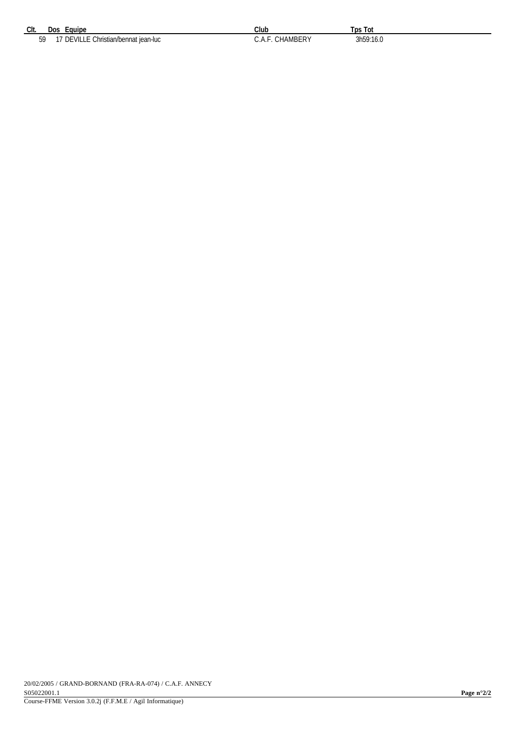| Clt. | Dos | Equipe | Club | Tps Tot |
|---|---|---|---|---|
| 59 | 17 | DEVILLE Christian/bennat jean-luc | C.A.F. CHAMBERY | 3h59:16.0 |

20/02/2005 / GRAND-BORNAND (FRA-RA-074) / C.A.F. ANNECY

S05022001.1

Course-FFME Version 3.0.2j (F.F.M.E / Agil Informatique)